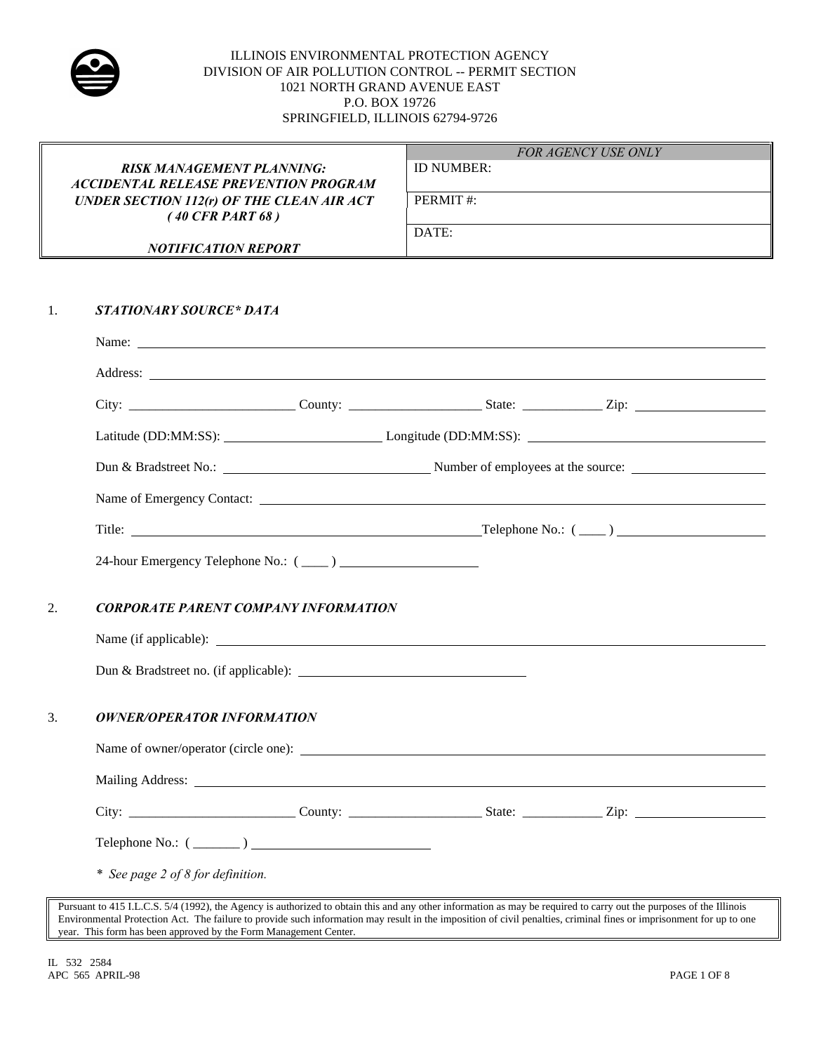ILLINOIS ENVIRONMENTAL PROTECTION AGENCY
DIVISION OF AIR POLLUTION CONTROL -- PERMIT SECTION
1021 NORTH GRAND AVENUE EAST
P.O. BOX 19726
SPRINGFIELD, ILLINOIS 62794-9726

| ***RISK MANAGEMENT PLANNING: ACCIDENTAL RELEASE PREVENTION PROGRAM UNDER SECTION 112(r) OF THE CLEAN AIR ACT ( 40 CFR PART 68 )*** <br><br> ***NOTIFICATION REPORT*** | *FOR AGENCY USE ONLY* |
|---|---|
| | ID NUMBER: |
| | PERMIT #: |
| | DATE: |

1. ***STATIONARY SOURCE\* DATA***

   Name: ______________________________

   Address: ______________________________

   City: ____________ County: ____________ State: ________ Zip: ____________

   Latitude (DD:MM:SS): ____________ Longitude (DD:MM:SS): ____________

   Dun & Bradstreet No.: ____________ Number of employees at the source: ____________

   Name of Emergency Contact: ______________________________

   Title: ______________________________ Telephone No.: ( ____ ) ____________

   24-hour Emergency Telephone No.: ( ____ ) ____________

2. ***CORPORATE PARENT COMPANY INFORMATION***

   Name (if applicable): ______________________________

   Dun & Bradstreet no. (if applicable): ____________

3. ***OWNER/OPERATOR INFORMATION***

   Name of owner/operator (circle one): ______________________________

   Mailing Address: ______________________________

   City: ____________ County: ____________ State: ________ Zip: ____________

   Telephone No.: ( _______ ) ____________

   \* *See page 2 of 8 for definition.*

Pursuant to 415 I.L.C.S. 5/4 (1992), the Agency is authorized to obtain this and any other information as may be required to carry out the purposes of the Illinois Environmental Protection Act. The failure to provide such information may result in the imposition of civil penalties, criminal fines or imprisonment for up to one year. This form has been approved by the Form Management Center.

IL 532 2584
APC 565 APRIL-98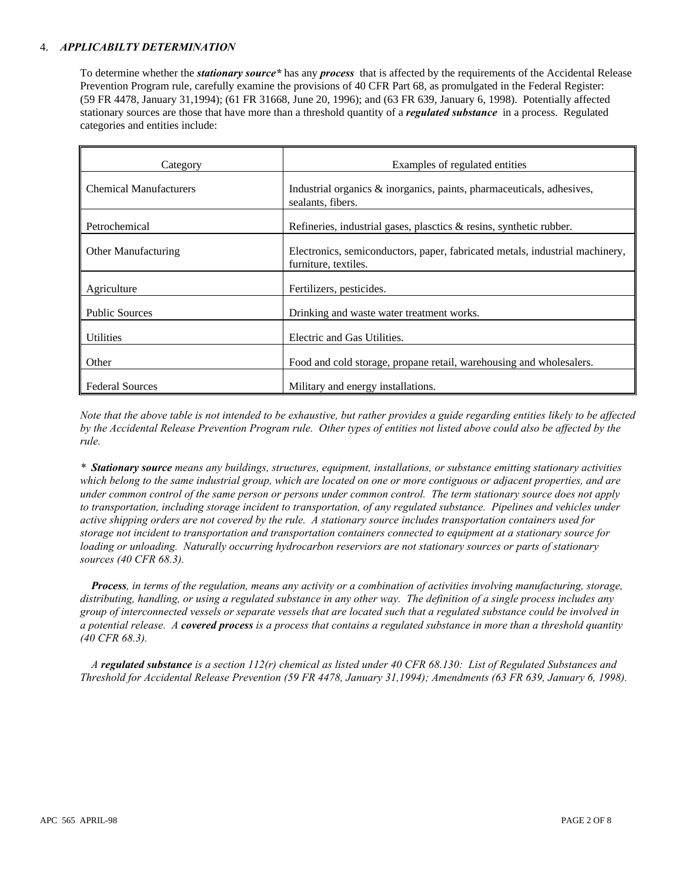## 4. *APPLICABILTY DETERMINATION*

To determine whether the ***stationary source**** has any ***process*** that is affected by the requirements of the Accidental Release Prevention Program rule, carefully examine the provisions of 40 CFR Part 68, as promulgated in the Federal Register: (59 FR 4478, January 31,1994); (61 FR 31668, June 20, 1996); and (63 FR 639, January 6, 1998). Potentially affected stationary sources are those that have more than a threshold quantity of a ***regulated substance*** in a process. Regulated categories and entities include:

| Category | Examples of regulated entities |
|---|---|
| Chemical Manufacturers | Industrial organics & inorganics, paints, pharmaceuticals, adhesives, sealants, fibers. |
| Petrochemical | Refineries, industrial gases, plasctics & resins, synthetic rubber. |
| Other Manufacturing | Electronics, semiconductors, paper, fabricated metals, industrial machinery, furniture, textiles. |
| Agriculture | Fertilizers, pesticides. |
| Public Sources | Drinking and waste water treatment works. |
| Utilities | Electric and Gas Utilities. |
| Other | Food and cold storage, propane retail, warehousing and wholesalers. |
| Federal Sources | Military and energy installations. |

*Note that the above table is not intended to be exhaustive, but rather provides a guide regarding entities likely to be affected by the Accidental Release Prevention Program rule. Other types of entities not listed above could also be affected by the rule.*

\* ***Stationary source*** *means any buildings, structures, equipment, installations, or substance emitting stationary activities which belong to the same industrial group, which are located on one or more contiguous or adjacent properties, and are under common control of the same person or persons under common control. The term stationary source does not apply to transportation, including storage incident to transportation, of any regulated substance. Pipelines and vehicles under active shipping orders are not covered by the rule. A stationary source includes transportation containers used for storage not incident to transportation and transportation containers connected to equipment at a stationary source for loading or unloading. Naturally occurring hydrocarbon reserviors are not stationary sources or parts of stationary sources (40 CFR 68.3).*

***Process****, in terms of the regulation, means any activity or a combination of activities involving manufacturing, storage, distributing, handling, or using a regulated substance in any other way. The definition of a single process includes any group of interconnected vessels or separate vessels that are located such that a regulated substance could be involved in a potential release. A* ***covered process*** *is a process that contains a regulated substance in more than a threshold quantity (40 CFR 68.3).*

*A* ***regulated substance*** *is a section 112(r) chemical as listed under 40 CFR 68.130: List of Regulated Substances and Threshold for Accidental Release Prevention (59 FR 4478, January 31,1994); Amendments (63 FR 639, January 6, 1998).*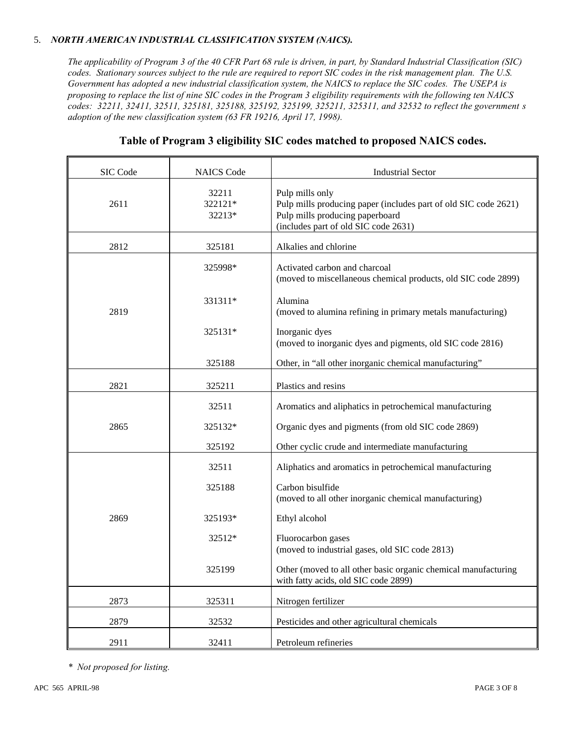5. ***NORTH AMERICAN INDUSTRIAL CLASSIFICATION SYSTEM (NAICS).***

*The applicability of Program 3 of the 40 CFR Part 68 rule is driven, in part, by Standard Industrial Classification (SIC) codes. Stationary sources subject to the rule are required to report SIC codes in the risk management plan. The U.S. Government has adopted a new industrial classification system, the NAICS to replace the SIC codes. The USEPA is proposing to replace the list of nine SIC codes in the Program 3 eligibility requirements with the following ten NAICS codes: 32211, 32411, 32511, 325181, 325188, 325192, 325199, 325211, 325311, and 32532 to reflect the government s adoption of the new classification system (63 FR 19216, April 17, 1998).*

## Table of Program 3 eligibility SIC codes matched to proposed NAICS codes.

| SIC Code | NAICS Code | Industrial Sector |
|---|---|---|
| 2611 | 32211 | Pulp mills only |
| | 322121* | Pulp mills producing paper (includes part of old SIC code 2621) |
| | 32213* | Pulp mills producing paperboard (includes part of old SIC code 2631) |
| 2812 | 325181 | Alkalies and chlorine |
| 2819 | 325998* | Activated carbon and charcoal (moved to miscellaneous chemical products, old SIC code 2899) |
| | 331311* | Alumina (moved to alumina refining in primary metals manufacturing) |
| | 325131* | Inorganic dyes (moved to inorganic dyes and pigments, old SIC code 2816) |
| | 325188 | Other, in "all other inorganic chemical manufacturing" |
| 2821 | 325211 | Plastics and resins |
| 2865 | 32511 | Aromatics and aliphatics in petrochemical manufacturing |
| | 325132* | Organic dyes and pigments (from old SIC code 2869) |
| | 325192 | Other cyclic crude and intermediate manufacturing |
| 2869 | 32511 | Aliphatics and aromatics in petrochemical manufacturing |
| | 325188 | Carbon bisulfide (moved to all other inorganic chemical manufacturing) |
| | 325193* | Ethyl alcohol |
| | 32512* | Fluorocarbon gases (moved to industrial gases, old SIC code 2813) |
| | 325199 | Other (moved to all other basic organic chemical manufacturing with fatty acids, old SIC code 2899) |
| 2873 | 325311 | Nitrogen fertilizer |
| 2879 | 32532 | Pesticides and other agricultural chemicals |
| 2911 | 32411 | Petroleum refineries |

*\* Not proposed for listing.*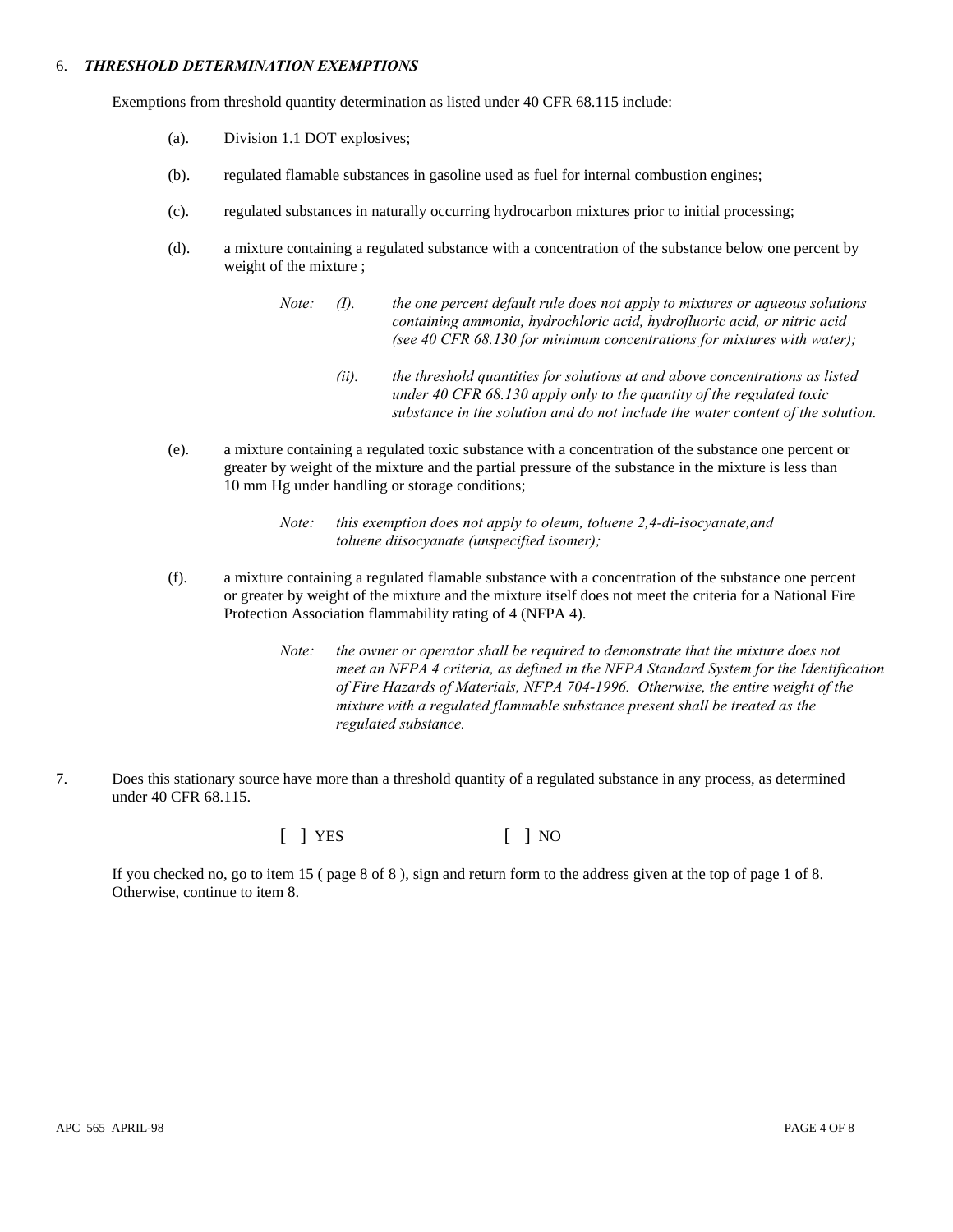6. ***THRESHOLD DETERMINATION EXEMPTIONS***

Exemptions from threshold quantity determination as listed under 40 CFR 68.115 include:

(a). Division 1.1 DOT explosives;

(b). regulated flamable substances in gasoline used as fuel for internal combustion engines;

(c). regulated substances in naturally occurring hydrocarbon mixtures prior to initial processing;

(d). a mixture containing a regulated substance with a concentration of the substance below one percent by weight of the mixture ;

> *Note: (I). the one percent default rule does not apply to mixtures or aqueous solutions containing ammonia, hydrochloric acid, hydrofluoric acid, or nitric acid (see 40 CFR 68.130 for minimum concentrations for mixtures with water);*
>
> *(ii). the threshold quantities for solutions at and above concentrations as listed under 40 CFR 68.130 apply only to the quantity of the regulated toxic substance in the solution and do not include the water content of the solution.*

(e). a mixture containing a regulated toxic substance with a concentration of the substance one percent or greater by weight of the mixture and the partial pressure of the substance in the mixture is less than 10 mm Hg under handling or storage conditions;

> *Note: this exemption does not apply to oleum, toluene 2,4-di-isocyanate,and toluene diisocyanate (unspecified isomer);*

(f). a mixture containing a regulated flamable substance with a concentration of the substance one percent or greater by weight of the mixture and the mixture itself does not meet the criteria for a National Fire Protection Association flammability rating of 4 (NFPA 4).

> *Note: the owner or operator shall be required to demonstrate that the mixture does not meet an NFPA 4 criteria, as defined in the NFPA Standard System for the Identification of Fire Hazards of Materials, NFPA 704-1996. Otherwise, the entire weight of the mixture with a regulated flammable substance present shall be treated as the regulated substance.*

7. Does this stationary source have more than a threshold quantity of a regulated substance in any process, as determined under 40 CFR 68.115.

[ ] YES [ ] NO

If you checked no, go to item 15 ( page 8 of 8 ), sign and return form to the address given at the top of page 1 of 8. Otherwise, continue to item 8.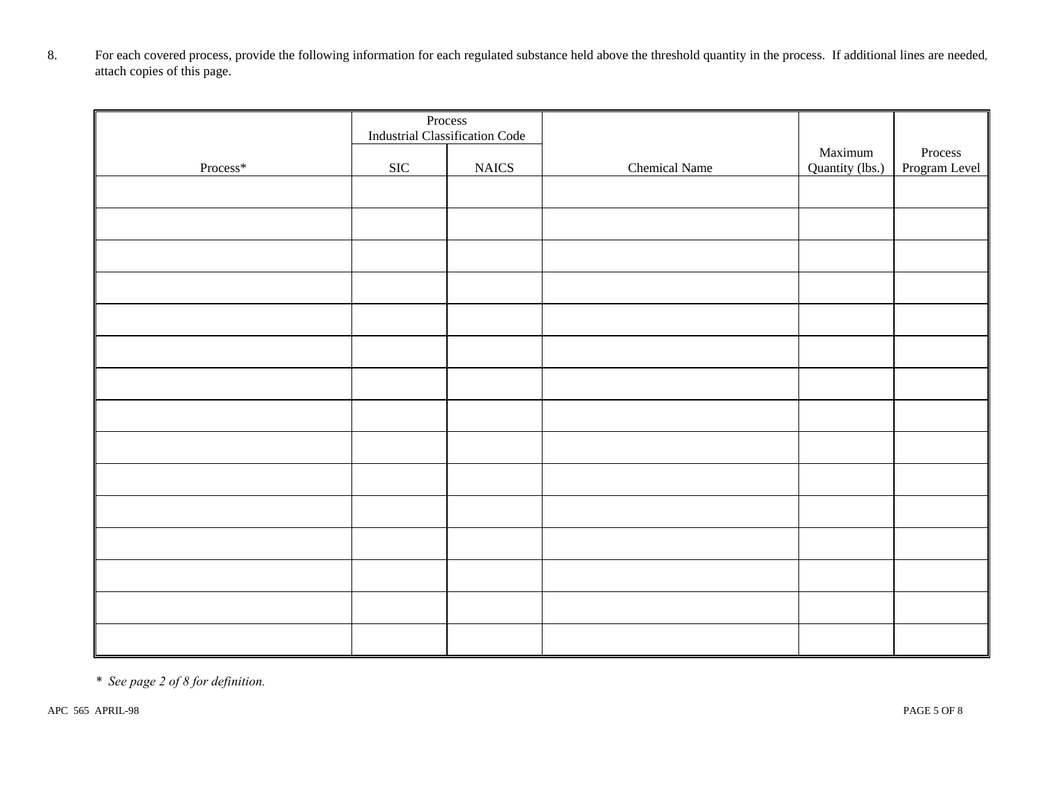8. For each covered process, provide the following information for each regulated substance held above the threshold quantity in the process. If additional lines are needed, attach copies of this page.

| Process* | Process Industrial Classification Code | | Chemical Name | Maximum Quantity (lbs.) | Process Program Level |
|---|---|---|---|---|---|
| | SIC | NAICS | | | |
| | | | | | |
| | | | | | |
| | | | | | |
| | | | | | |
| | | | | | |
| | | | | | |
| | | | | | |
| | | | | | |
| | | | | | |
| | | | | | |
| | | | | | |
| | | | | | |
| | | | | | |
| | | | | | |
| | | | | | |

*\* See page 2 of 8 for definition.*

APC 565 APRIL-98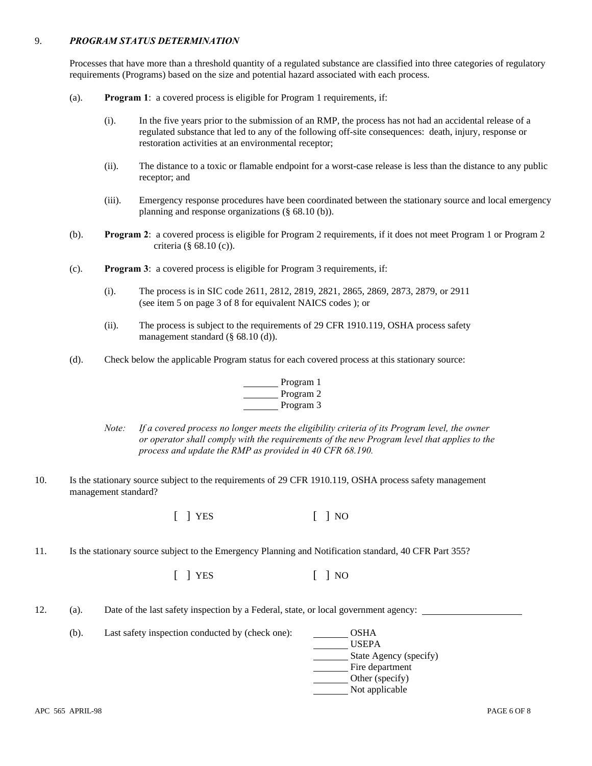9. ***PROGRAM STATUS DETERMINATION***

Processes that have more than a threshold quantity of a regulated substance are classified into three categories of regulatory requirements (Programs) based on the size and potential hazard associated with each process.

(a). **Program 1**: a covered process is eligible for Program 1 requirements, if:

(i). In the five years prior to the submission of an RMP, the process has not had an accidental release of a regulated substance that led to any of the following off-site consequences: death, injury, response or restoration activities at an environmental receptor;

(ii). The distance to a toxic or flamable endpoint for a worst-case release is less than the distance to any public receptor; and

(iii). Emergency response procedures have been coordinated between the stationary source and local emergency planning and response organizations (§ 68.10 (b)).

(b). **Program 2**: a covered process is eligible for Program 2 requirements, if it does not meet Program 1 or Program 2 criteria (§ 68.10 (c)).

(c). **Program 3**: a covered process is eligible for Program 3 requirements, if:

(i). The process is in SIC code 2611, 2812, 2819, 2821, 2865, 2869, 2873, 2879, or 2911 (see item 5 on page 3 of 8 for equivalent NAICS codes ); or

(ii). The process is subject to the requirements of 29 CFR 1910.119, OSHA process safety management standard (§ 68.10 (d)).

(d). Check below the applicable Program status for each covered process at this stationary source:

_______ Program 1
_______ Program 2
_______ Program 3

*Note: If a covered process no longer meets the eligibility criteria of its Program level, the owner or operator shall comply with the requirements of the new Program level that applies to the process and update the RMP as provided in 40 CFR 68.190.*

10. Is the stationary source subject to the requirements of 29 CFR 1910.119, OSHA process safety management management standard?

[ ] YES [ ] NO

11. Is the stationary source subject to the Emergency Planning and Notification standard, 40 CFR Part 355?

[ ] YES [ ] NO

12. (a). Date of the last safety inspection by a Federal, state, or local government agency: ____________________

(b). Last safety inspection conducted by (check one):

_______ OSHA
_______ USEPA
_______ State Agency (specify)
_______ Fire department
_______ Other (specify)
_______ Not applicable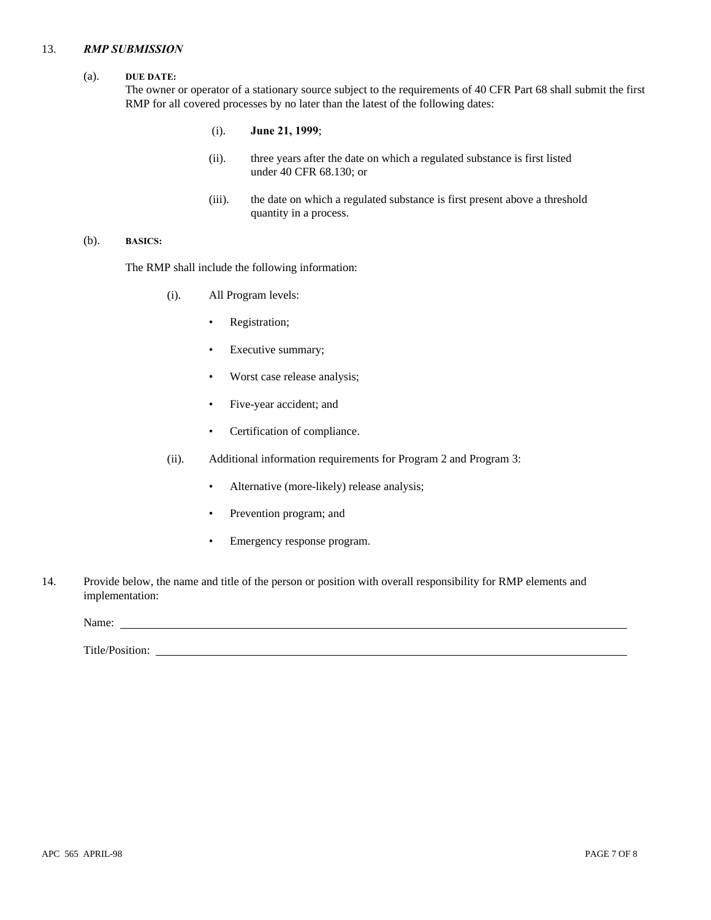13. ***RMP SUBMISSION***

(a). **DUE DATE:**
The owner or operator of a stationary source subject to the requirements of 40 CFR Part 68 shall submit the first RMP for all covered processes by no later than the latest of the following dates:

(i). **June 21, 1999**;

(ii). three years after the date on which a regulated substance is first listed under 40 CFR 68.130; or

(iii). the date on which a regulated substance is first present above a threshold quantity in a process.

(b). **BASICS:**

The RMP shall include the following information:

(i). All Program levels:

- Registration;
- Executive summary;
- Worst case release analysis;
- Five-year accident; and
- Certification of compliance.

(ii). Additional information requirements for Program 2 and Program 3:

- Alternative (more-likely) release analysis;
- Prevention program; and
- Emergency response program.

14. Provide below, the name and title of the person or position with overall responsibility for RMP elements and implementation:

Name: ______________________________________________

Title/Position: ______________________________________________

APC 565 APRIL-98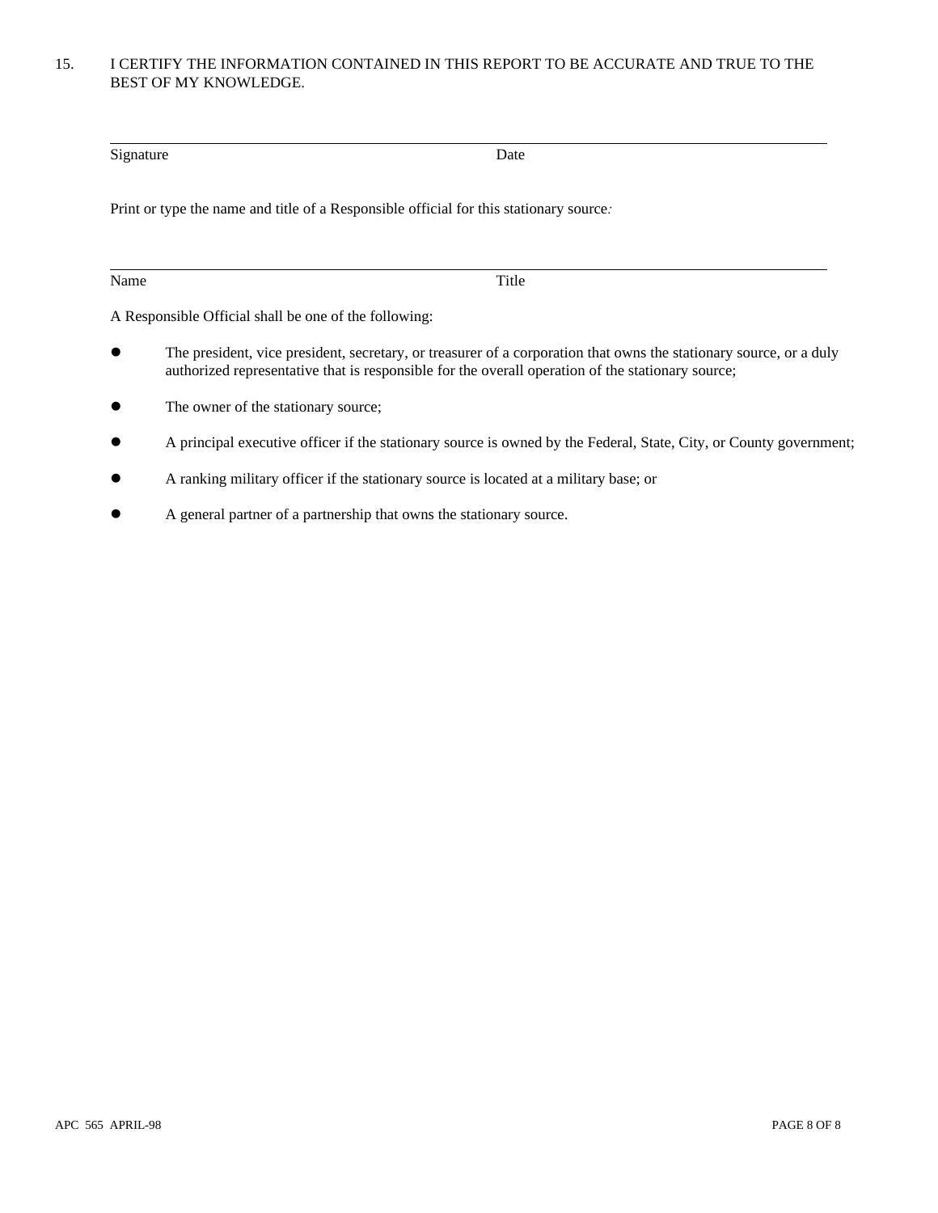15. I CERTIFY THE INFORMATION CONTAINED IN THIS REPORT TO BE ACCURATE AND TRUE TO THE BEST OF MY KNOWLEDGE.

Signature Date

Print or type the name and title of a Responsible official for this stationary source:

Name Title

A Responsible Official shall be one of the following:

- The president, vice president, secretary, or treasurer of a corporation that owns the stationary source, or a duly authorized representative that is responsible for the overall operation of the stationary source;
- The owner of the stationary source;
- A principal executive officer if the stationary source is owned by the Federal, State, City, or County government;
- A ranking military officer if the stationary source is located at a military base; or
- A general partner of a partnership that owns the stationary source.

APC 565 APRIL-98